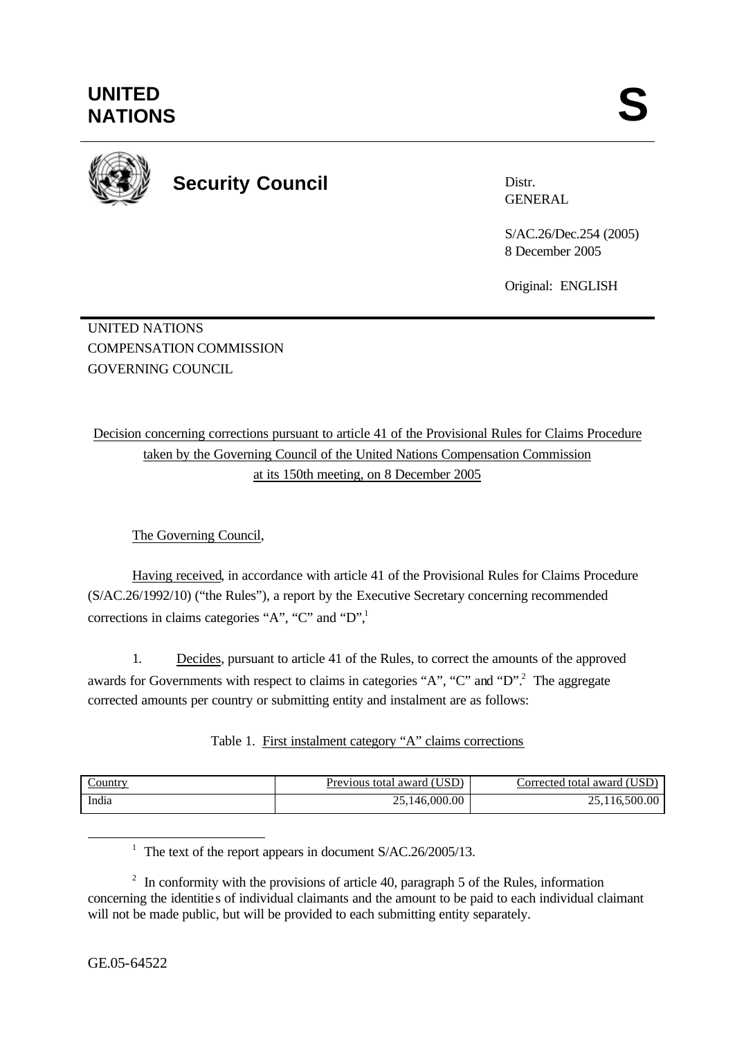**UNITED NATIONS**

**S**

**Security Council**

Distr.
GENERAL

S/AC.26/Dec.254 (2005)
8 December 2005

Original: ENGLISH

UNITED NATIONS
COMPENSATION COMMISSION
GOVERNING COUNCIL

Decision concerning corrections pursuant to article 41 of the Provisional Rules for Claims Procedure taken by the Governing Council of the United Nations Compensation Commission at its 150th meeting, on 8 December 2005

The Governing Council,

Having received, in accordance with article 41 of the Provisional Rules for Claims Procedure (S/AC.26/1992/10) ("the Rules"), a report by the Executive Secretary concerning recommended corrections in claims categories "A", "C" and "D",[1]

1. Decides, pursuant to article 41 of the Rules, to correct the amounts of the approved awards for Governments with respect to claims in categories "A", "C" and "D".[2] The aggregate corrected amounts per country or submitting entity and instalment are as follows:

Table 1. First instalment category "A" claims corrections

| Country | Previous total award (USD) | Corrected total award (USD) |
|---|---:|---:|
| India | 25,146,000.00 | 25,116,500.00 |

[1] The text of the report appears in document S/AC.26/2005/13.

[2] In conformity with the provisions of article 40, paragraph 5 of the Rules, information concerning the identities of individual claimants and the amount to be paid to each individual claimant will not be made public, but will be provided to each submitting entity separately.

GE.05-64522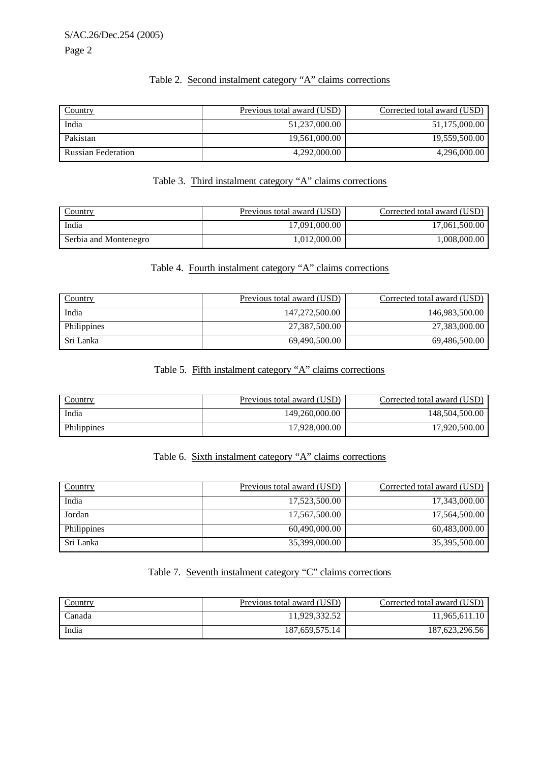Table 2. Second instalment category "A" claims corrections

| Country | Previous total award (USD) | Corrected total award (USD) |
|---|---|---|
| India | 51,237,000.00 | 51,175,000.00 |
| Pakistan | 19,561,000.00 | 19,559,500.00 |
| Russian Federation | 4,292,000.00 | 4,296,000.00 |

Table 3. Third instalment category "A" claims corrections

| Country | Previous total award (USD) | Corrected total award (USD) |
|---|---|---|
| India | 17,091,000.00 | 17,061,500.00 |
| Serbia and Montenegro | 1,012,000.00 | 1,008,000.00 |

Table 4. Fourth instalment category "A" claims corrections

| Country | Previous total award (USD) | Corrected total award (USD) |
|---|---|---|
| India | 147,272,500.00 | 146,983,500.00 |
| Philippines | 27,387,500.00 | 27,383,000.00 |
| Sri Lanka | 69,490,500.00 | 69,486,500.00 |

Table 5. Fifth instalment category "A" claims corrections

| Country | Previous total award (USD) | Corrected total award (USD) |
|---|---|---|
| India | 149,260,000.00 | 148,504,500.00 |
| Philippines | 17,928,000.00 | 17,920,500.00 |

Table 6. Sixth instalment category "A" claims corrections

| Country | Previous total award (USD) | Corrected total award (USD) |
|---|---|---|
| India | 17,523,500.00 | 17,343,000.00 |
| Jordan | 17,567,500.00 | 17,564,500.00 |
| Philippines | 60,490,000.00 | 60,483,000.00 |
| Sri Lanka | 35,399,000.00 | 35,395,500.00 |

Table 7. Seventh instalment category "C" claims corrections

| Country | Previous total award (USD) | Corrected total award (USD) |
|---|---|---|
| Canada | 11,929,332.52 | 11,965,611.10 |
| India | 187,659,575.14 | 187,623,296.56 |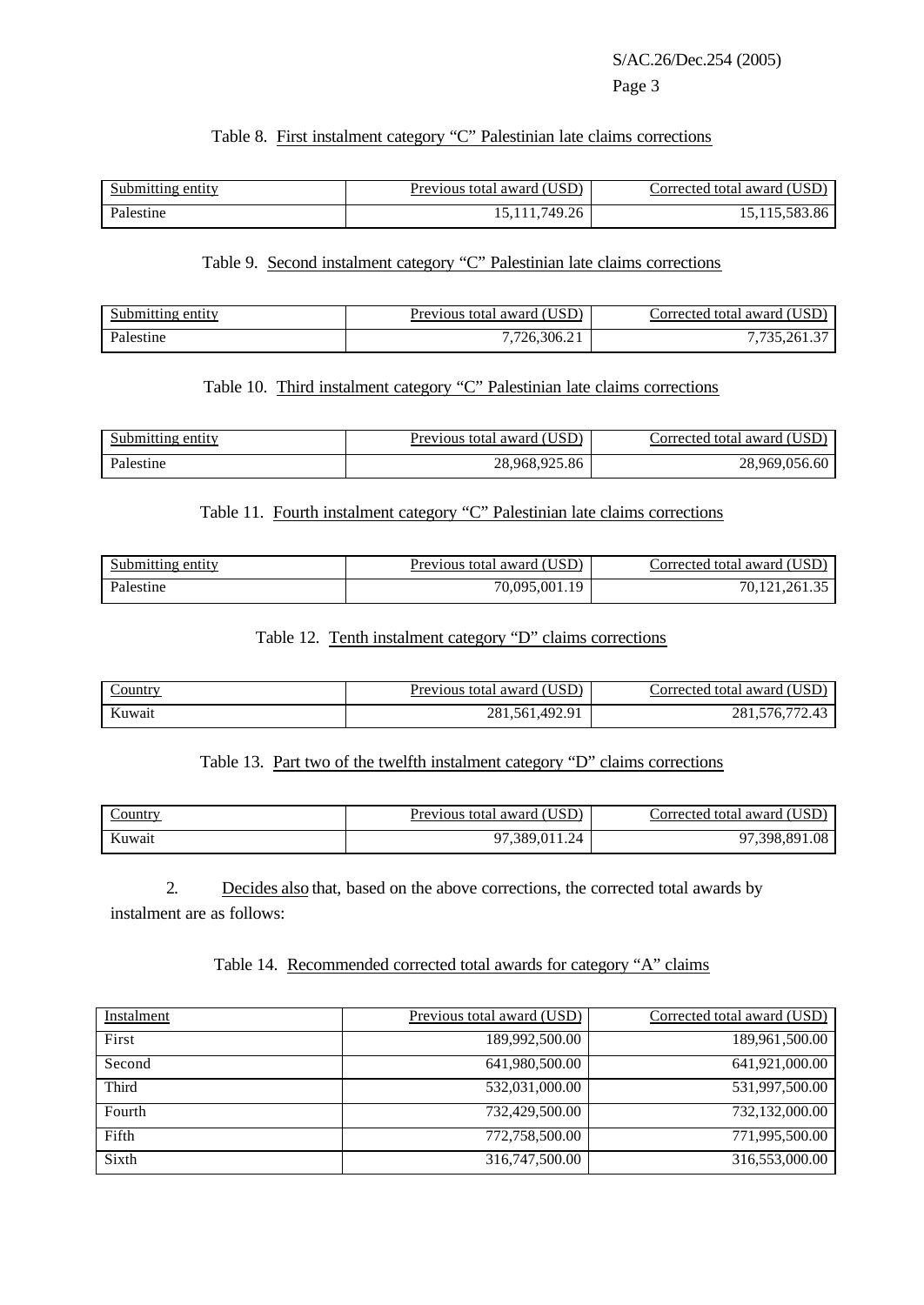Table 8. First instalment category “C” Palestinian late claims corrections

| Submitting entity | Previous total award (USD) | Corrected total award (USD) |
|---|---|---|
| Palestine | 15,111,749.26 | 15,115,583.86 |

Table 9. Second instalment category “C” Palestinian late claims corrections

| Submitting entity | Previous total award (USD) | Corrected total award (USD) |
|---|---|---|
| Palestine | 7,726,306.21 | 7,735,261.37 |

Table 10. Third instalment category “C” Palestinian late claims corrections

| Submitting entity | Previous total award (USD) | Corrected total award (USD) |
|---|---|---|
| Palestine | 28,968,925.86 | 28,969,056.60 |

Table 11. Fourth instalment category “C” Palestinian late claims corrections

| Submitting entity | Previous total award (USD) | Corrected total award (USD) |
|---|---|---|
| Palestine | 70,095,001.19 | 70,121,261.35 |

Table 12. Tenth instalment category “D” claims corrections

| Country | Previous total award (USD) | Corrected total award (USD) |
|---|---|---|
| Kuwait | 281,561,492.91 | 281,576,772.43 |

Table 13. Part two of the twelfth instalment category “D” claims corrections

| Country | Previous total award (USD) | Corrected total award (USD) |
|---|---|---|
| Kuwait | 97,389,011.24 | 97,398,891.08 |

2. Decides also that, based on the above corrections, the corrected total awards by instalment are as follows:

Table 14. Recommended corrected total awards for category “A” claims

| Instalment | Previous total award (USD) | Corrected total award (USD) |
|---|---|---|
| First | 189,992,500.00 | 189,961,500.00 |
| Second | 641,980,500.00 | 641,921,000.00 |
| Third | 532,031,000.00 | 531,997,500.00 |
| Fourth | 732,429,500.00 | 732,132,000.00 |
| Fifth | 772,758,500.00 | 771,995,500.00 |
| Sixth | 316,747,500.00 | 316,553,000.00 |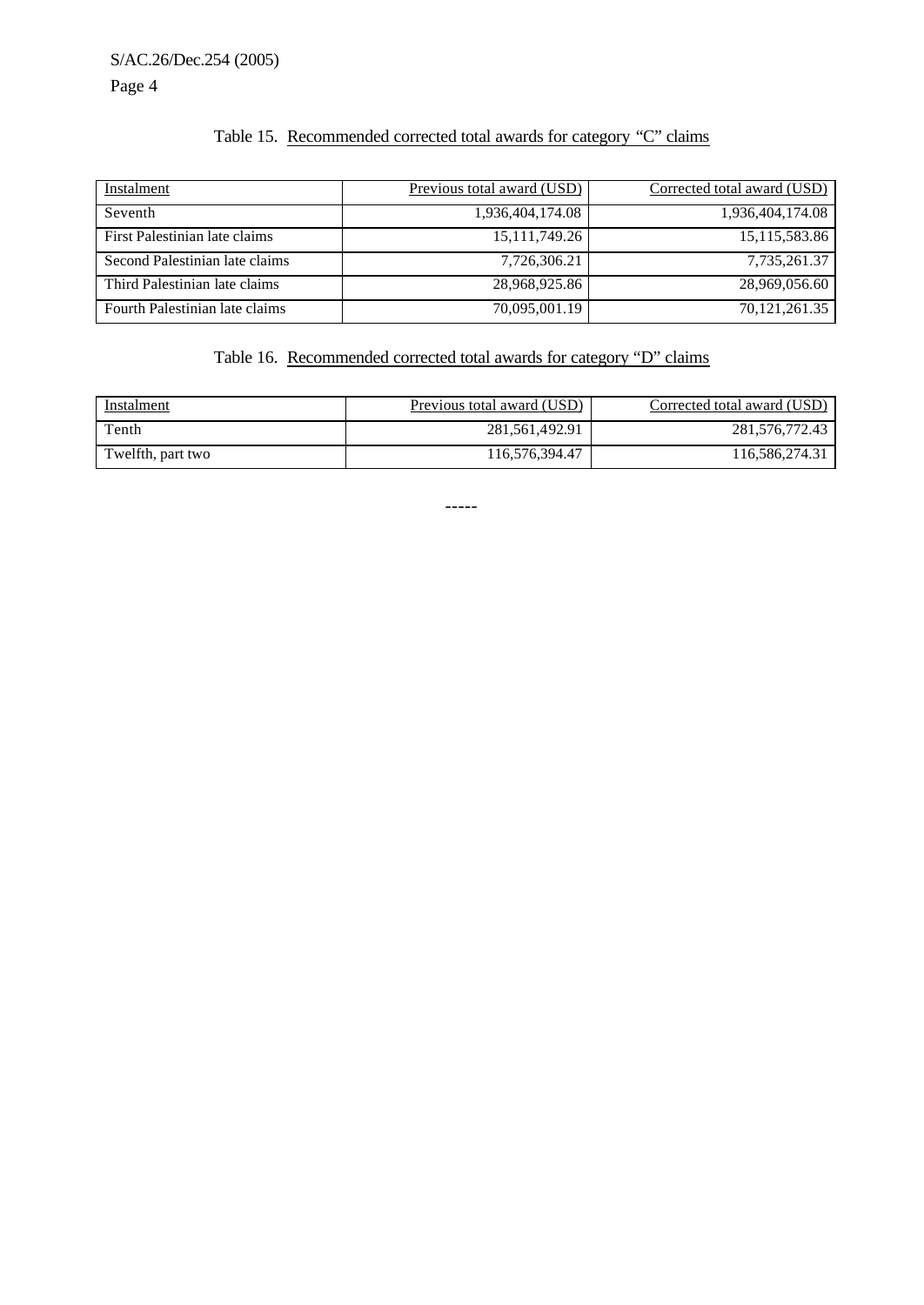Table 15. Recommended corrected total awards for category "C" claims

| Instalment | Previous total award (USD) | Corrected total award (USD) |
|---|---|---|
| Seventh | 1,936,404,174.08 | 1,936,404,174.08 |
| First Palestinian late claims | 15,111,749.26 | 15,115,583.86 |
| Second Palestinian late claims | 7,726,306.21 | 7,735,261.37 |
| Third Palestinian late claims | 28,968,925.86 | 28,969,056.60 |
| Fourth Palestinian late claims | 70,095,001.19 | 70,121,261.35 |

Table 16. Recommended corrected total awards for category "D" claims

| Instalment | Previous total award (USD) | Corrected total award (USD) |
|---|---|---|
| Tenth | 281,561,492.91 | 281,576,772.43 |
| Twelfth, part two | 116,576,394.47 | 116,586,274.31 |

-----